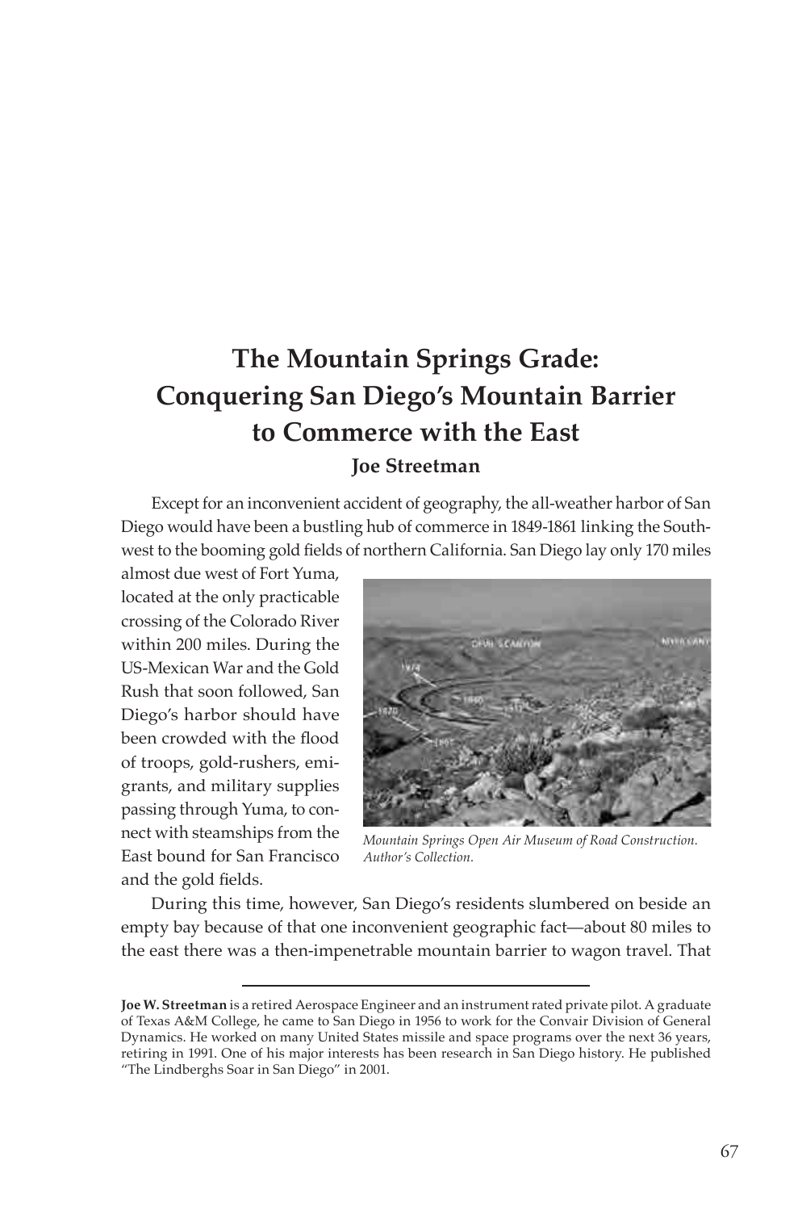# The Mountain Springs Grade: Conquering San Diego's Mountain Barrier to Commerce with the East

**Joe Streetman**

Except for an inconvenient accident of geography, the all-weather harbor of San Diego would have been a bustling hub of commerce in 1849-1861 linking the Southwest to the booming gold fields of northern California. San Diego lay only 170 miles almost due west of Fort Yuma, located at the only practicable crossing of the Colorado River within 200 miles. During the US-Mexican War and the Gold Rush that soon followed, San Diego's harbor should have been crowded with the flood of troops, gold-rushers, emigrants, and military supplies passing through Yuma, to connect with steamships from the East bound for San Francisco and the gold fields.

*Mountain Springs Open Air Museum of Road Construction. Author's Collection.*

During this time, however, San Diego's residents slumbered on beside an empty bay because of that one inconvenient geographic fact—about 80 miles to the east there was a then-impenetrable mountain barrier to wagon travel. That

---

**Joe W. Streetman** is a retired Aerospace Engineer and an instrument rated private pilot. A graduate of Texas A&M College, he came to San Diego in 1956 to work for the Convair Division of General Dynamics. He worked on many United States missile and space programs over the next 36 years, retiring in 1991. One of his major interests has been research in San Diego history. He published "The Lindberghs Soar in San Diego" in 2001.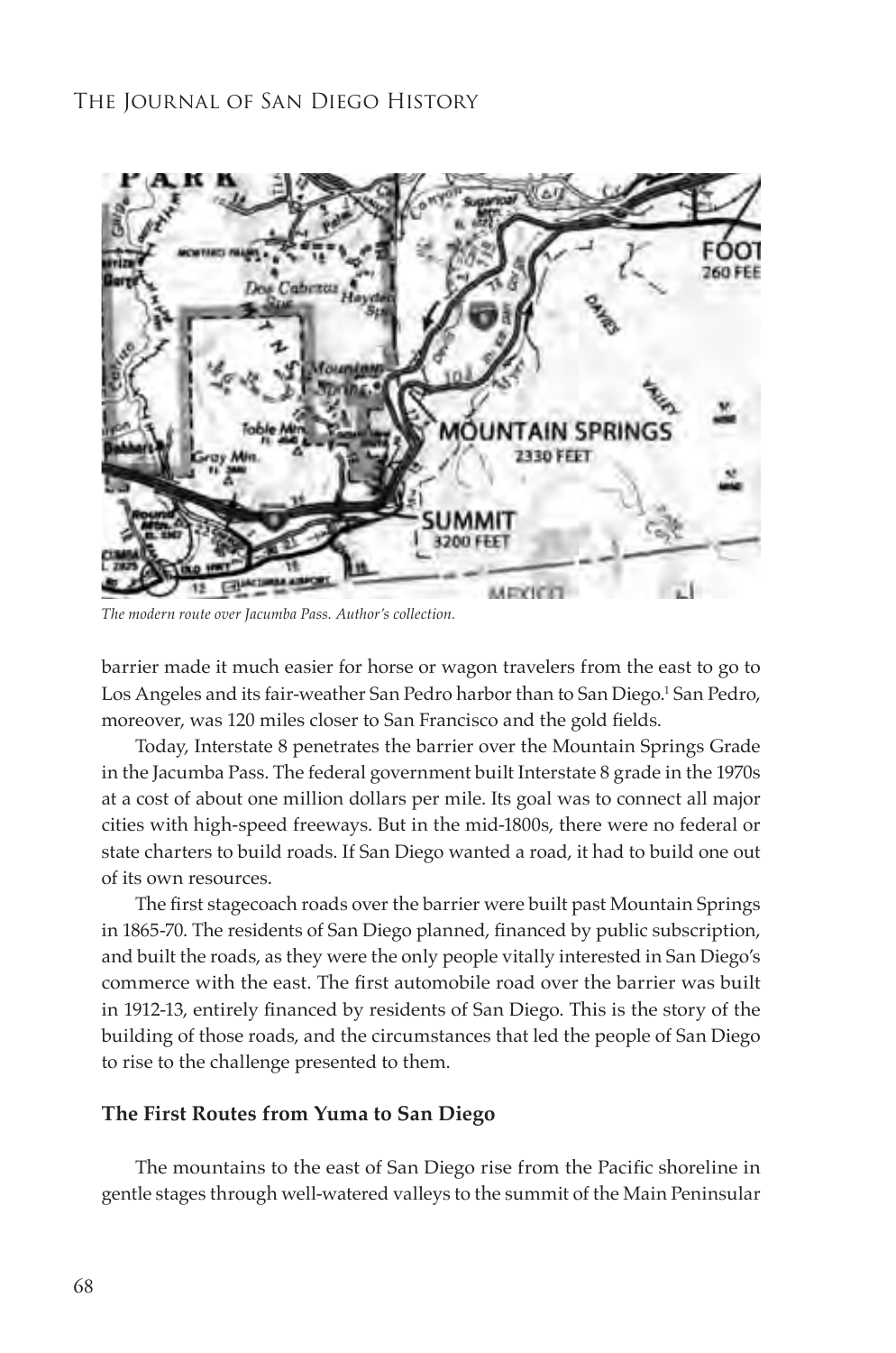*The modern route over Jacumba Pass. Author's collection.*

barrier made it much easier for horse or wagon travelers from the east to go to Los Angeles and its fair-weather San Pedro harbor than to San Diego.[1] San Pedro, moreover, was 120 miles closer to San Francisco and the gold fields.

Today, Interstate 8 penetrates the barrier over the Mountain Springs Grade in the Jacumba Pass. The federal government built Interstate 8 grade in the 1970s at a cost of about one million dollars per mile. Its goal was to connect all major cities with high-speed freeways. But in the mid-1800s, there were no federal or state charters to build roads. If San Diego wanted a road, it had to build one out of its own resources.

The first stagecoach roads over the barrier were built past Mountain Springs in 1865-70. The residents of San Diego planned, financed by public subscription, and built the roads, as they were the only people vitally interested in San Diego's commerce with the east. The first automobile road over the barrier was built in 1912-13, entirely financed by residents of San Diego. This is the story of the building of those roads, and the circumstances that led the people of San Diego to rise to the challenge presented to them.

**The First Routes from Yuma to San Diego**

The mountains to the east of San Diego rise from the Pacific shoreline in gentle stages through well-watered valleys to the summit of the Main Peninsular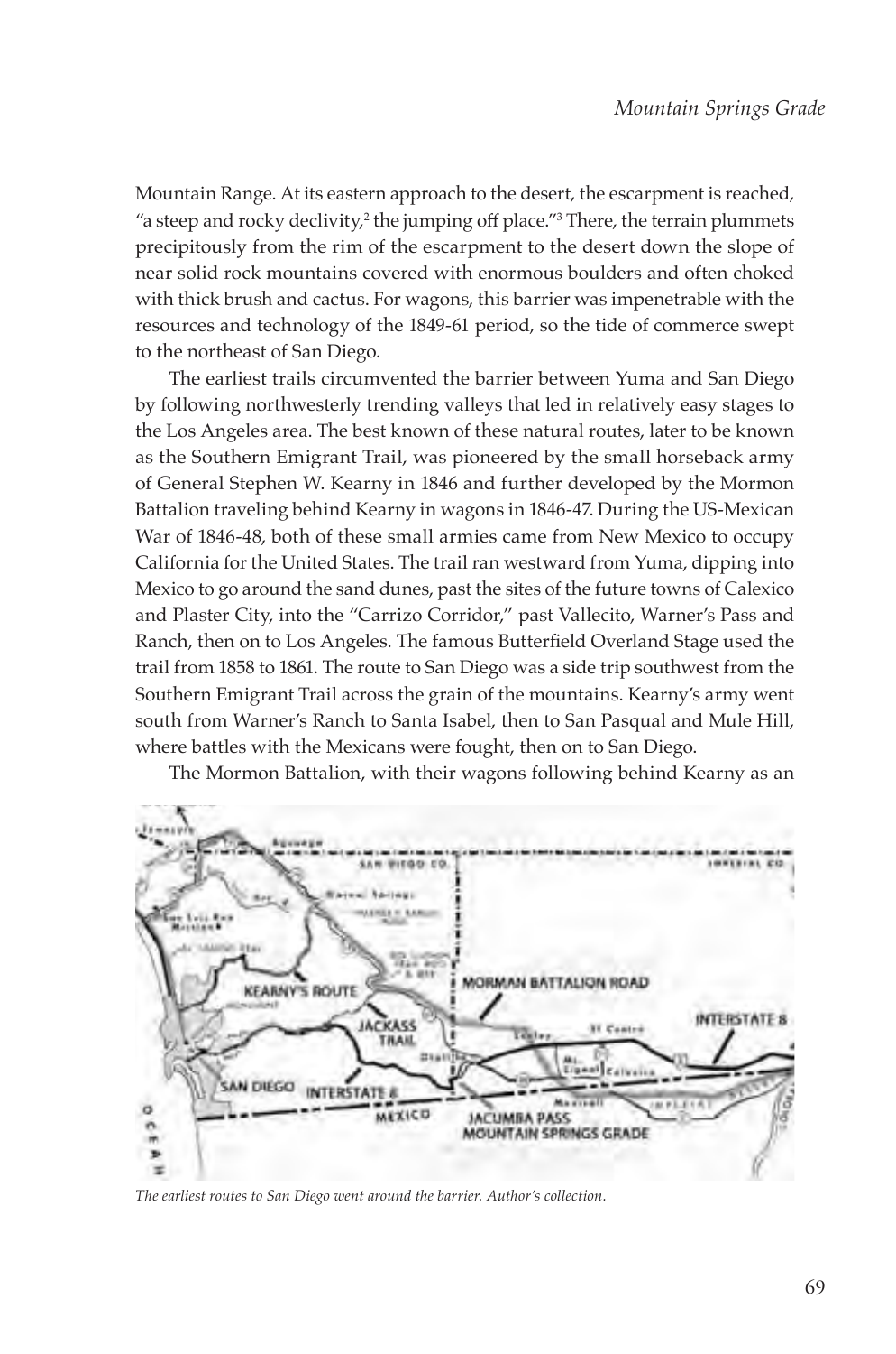Mountain Range. At its eastern approach to the desert, the escarpment is reached, "a steep and rocky declivity,[2] the jumping off place."[3] There, the terrain plummets precipitously from the rim of the escarpment to the desert down the slope of near solid rock mountains covered with enormous boulders and often choked with thick brush and cactus. For wagons, this barrier was impenetrable with the resources and technology of the 1849-61 period, so the tide of commerce swept to the northeast of San Diego.

The earliest trails circumvented the barrier between Yuma and San Diego by following northwesterly trending valleys that led in relatively easy stages to the Los Angeles area. The best known of these natural routes, later to be known as the Southern Emigrant Trail, was pioneered by the small horseback army of General Stephen W. Kearny in 1846 and further developed by the Mormon Battalion traveling behind Kearny in wagons in 1846-47. During the US-Mexican War of 1846-48, both of these small armies came from New Mexico to occupy California for the United States. The trail ran westward from Yuma, dipping into Mexico to go around the sand dunes, past the sites of the future towns of Calexico and Plaster City, into the "Carrizo Corridor," past Vallecito, Warner's Pass and Ranch, then on to Los Angeles. The famous Butterfield Overland Stage used the trail from 1858 to 1861. The route to San Diego was a side trip southwest from the Southern Emigrant Trail across the grain of the mountains. Kearny's army went south from Warner's Ranch to Santa Isabel, then to San Pasqual and Mule Hill, where battles with the Mexicans were fought, then on to San Diego.

The Mormon Battalion, with their wagons following behind Kearny as an

*The earliest routes to San Diego went around the barrier. Author's collection.*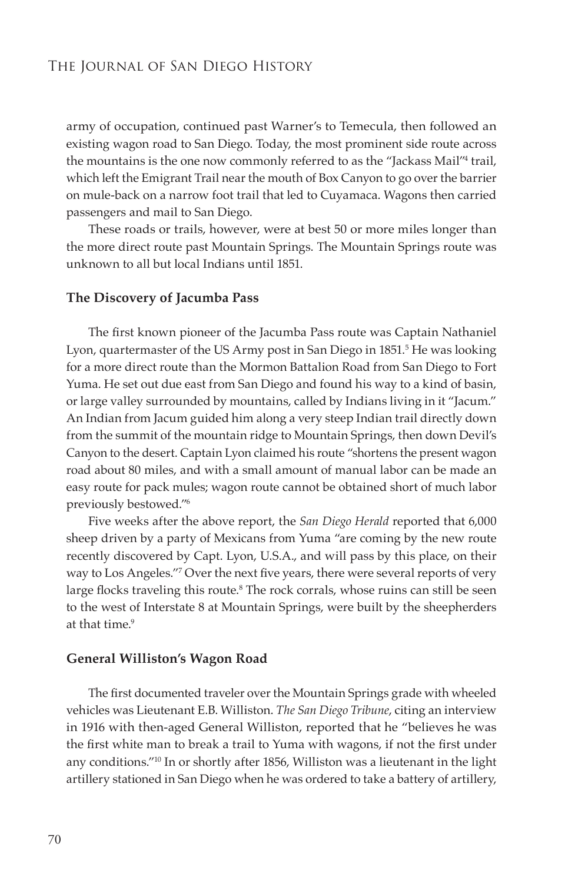army of occupation, continued past Warner's to Temecula, then followed an existing wagon road to San Diego. Today, the most prominent side route across the mountains is the one now commonly referred to as the "Jackass Mail"[4] trail, which left the Emigrant Trail near the mouth of Box Canyon to go over the barrier on mule-back on a narrow foot trail that led to Cuyamaca. Wagons then carried passengers and mail to San Diego.

These roads or trails, however, were at best 50 or more miles longer than the more direct route past Mountain Springs. The Mountain Springs route was unknown to all but local Indians until 1851.

### The Discovery of Jacumba Pass

The first known pioneer of the Jacumba Pass route was Captain Nathaniel Lyon, quartermaster of the US Army post in San Diego in 1851.[5] He was looking for a more direct route than the Mormon Battalion Road from San Diego to Fort Yuma. He set out due east from San Diego and found his way to a kind of basin, or large valley surrounded by mountains, called by Indians living in it "Jacum." An Indian from Jacum guided him along a very steep Indian trail directly down from the summit of the mountain ridge to Mountain Springs, then down Devil's Canyon to the desert. Captain Lyon claimed his route "shortens the present wagon road about 80 miles, and with a small amount of manual labor can be made an easy route for pack mules; wagon route cannot be obtained short of much labor previously bestowed."[6]

Five weeks after the above report, the *San Diego Herald* reported that 6,000 sheep driven by a party of Mexicans from Yuma "are coming by the new route recently discovered by Capt. Lyon, U.S.A., and will pass by this place, on their way to Los Angeles."[7] Over the next five years, there were several reports of very large flocks traveling this route.[8] The rock corrals, whose ruins can still be seen to the west of Interstate 8 at Mountain Springs, were built by the sheepherders at that time.[9]

### General Williston's Wagon Road

The first documented traveler over the Mountain Springs grade with wheeled vehicles was Lieutenant E.B. Williston. *The San Diego Tribune*, citing an interview in 1916 with then-aged General Williston, reported that he "believes he was the first white man to break a trail to Yuma with wagons, if not the first under any conditions."[10] In or shortly after 1856, Williston was a lieutenant in the light artillery stationed in San Diego when he was ordered to take a battery of artillery,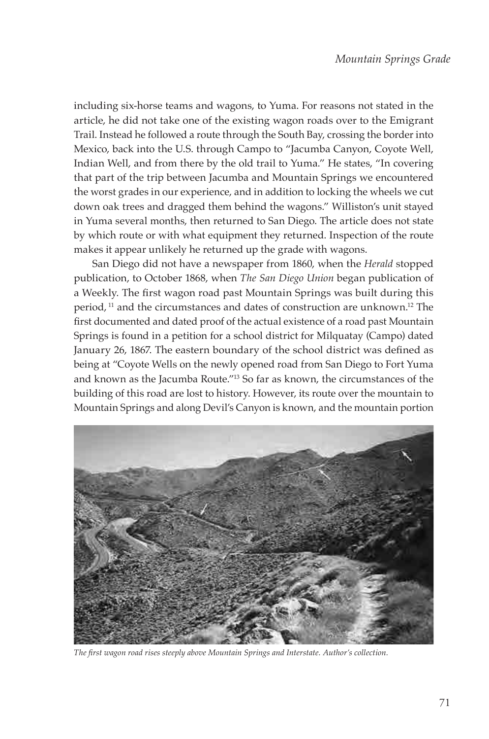including six-horse teams and wagons, to Yuma. For reasons not stated in the article, he did not take one of the existing wagon roads over to the Emigrant Trail. Instead he followed a route through the South Bay, crossing the border into Mexico, back into the U.S. through Campo to "Jacumba Canyon, Coyote Well, Indian Well, and from there by the old trail to Yuma." He states, "In covering that part of the trip between Jacumba and Mountain Springs we encountered the worst grades in our experience, and in addition to locking the wheels we cut down oak trees and dragged them behind the wagons." Williston's unit stayed in Yuma several months, then returned to San Diego. The article does not state by which route or with what equipment they returned. Inspection of the route makes it appear unlikely he returned up the grade with wagons.

San Diego did not have a newspaper from 1860, when the *Herald* stopped publication, to October 1868, when *The San Diego Union* began publication of a Weekly. The first wagon road past Mountain Springs was built during this period, [11] and the circumstances and dates of construction are unknown.[12] The first documented and dated proof of the actual existence of a road past Mountain Springs is found in a petition for a school district for Milquatay (Campo) dated January 26, 1867. The eastern boundary of the school district was defined as being at "Coyote Wells on the newly opened road from San Diego to Fort Yuma and known as the Jacumba Route."[13] So far as known, the circumstances of the building of this road are lost to history. However, its route over the mountain to Mountain Springs and along Devil's Canyon is known, and the mountain portion

*The first wagon road rises steeply above Mountain Springs and Interstate. Author's collection.*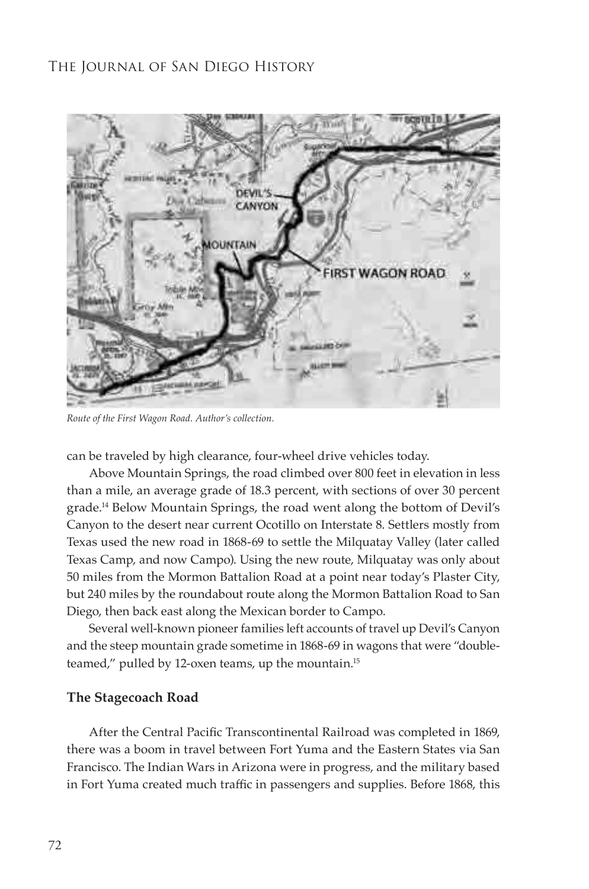Route of the First Wagon Road. Author's collection.

can be traveled by high clearance, four-wheel drive vehicles today.

Above Mountain Springs, the road climbed over 800 feet in elevation in less than a mile, an average grade of 18.3 percent, with sections of over 30 percent grade.[14] Below Mountain Springs, the road went along the bottom of Devil's Canyon to the desert near current Ocotillo on Interstate 8. Settlers mostly from Texas used the new road in 1868-69 to settle the Milquatay Valley (later called Texas Camp, and now Campo). Using the new route, Milquatay was only about 50 miles from the Mormon Battalion Road at a point near today's Plaster City, but 240 miles by the roundabout route along the Mormon Battalion Road to San Diego, then back east along the Mexican border to Campo.

Several well-known pioneer families left accounts of travel up Devil's Canyon and the steep mountain grade sometime in 1868-69 in wagons that were "double-teamed," pulled by 12-oxen teams, up the mountain.[15]

### The Stagecoach Road

After the Central Pacific Transcontinental Railroad was completed in 1869, there was a boom in travel between Fort Yuma and the Eastern States via San Francisco. The Indian Wars in Arizona were in progress, and the military based in Fort Yuma created much traffic in passengers and supplies. Before 1868, this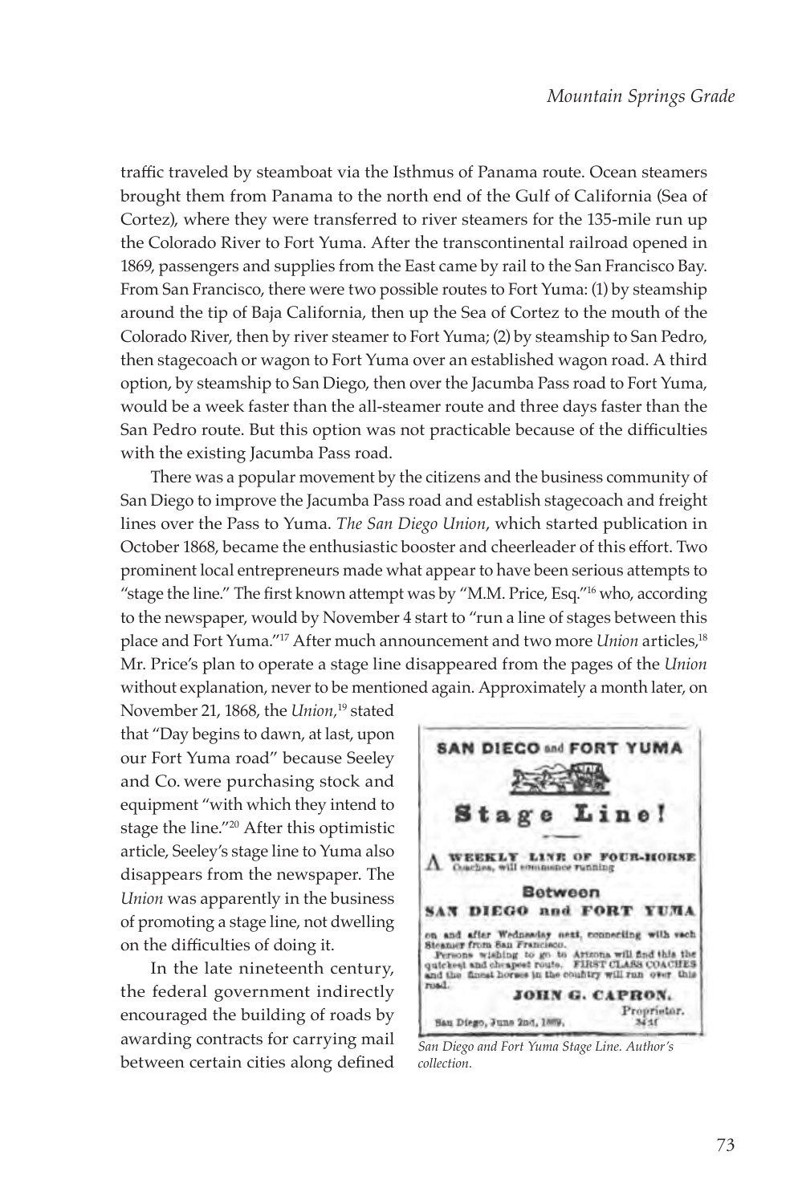traffic traveled by steamboat via the Isthmus of Panama route. Ocean steamers brought them from Panama to the north end of the Gulf of California (Sea of Cortez), where they were transferred to river steamers for the 135-mile run up the Colorado River to Fort Yuma. After the transcontinental railroad opened in 1869, passengers and supplies from the East came by rail to the San Francisco Bay. From San Francisco, there were two possible routes to Fort Yuma: (1) by steamship around the tip of Baja California, then up the Sea of Cortez to the mouth of the Colorado River, then by river steamer to Fort Yuma; (2) by steamship to San Pedro, then stagecoach or wagon to Fort Yuma over an established wagon road. A third option, by steamship to San Diego, then over the Jacumba Pass road to Fort Yuma, would be a week faster than the all-steamer route and three days faster than the San Pedro route. But this option was not practicable because of the difficulties with the existing Jacumba Pass road.

There was a popular movement by the citizens and the business community of San Diego to improve the Jacumba Pass road and establish stagecoach and freight lines over the Pass to Yuma. *The San Diego Union*, which started publication in October 1868, became the enthusiastic booster and cheerleader of this effort. Two prominent local entrepreneurs made what appear to have been serious attempts to "stage the line." The first known attempt was by "M.M. Price, Esq."[16] who, according to the newspaper, would by November 4 start to "run a line of stages between this place and Fort Yuma."[17] After much announcement and two more *Union* articles,[18] Mr. Price's plan to operate a stage line disappeared from the pages of the *Union* without explanation, never to be mentioned again. Approximately a month later, on November 21, 1868, the *Union,*[19] stated that "Day begins to dawn, at last, upon our Fort Yuma road" because Seeley and Co. were purchasing stock and equipment "with which they intend to stage the line."[20] After this optimistic article, Seeley's stage line to Yuma also disappears from the newspaper. The *Union* was apparently in the business of promoting a stage line, not dwelling on the difficulties of doing it.

In the late nineteenth century, the federal government indirectly encouraged the building of roads by awarding contracts for carrying mail between certain cities along defined

> **SAN DIEGO and FORT YUMA**
>
> **Stage Line!**
>
> A WEEKLY LINE OF FOUR-HORSE Coaches, will commence running
>
> **Between**
>
> **SAN DIEGO and FORT YUMA**
>
> on and after Wednesday next, connecting with each Steamer from San Francisco.
>
> Persons wishing to go to Arizona will find this the quickest and cheapest route. FIRST CLASS COACHES and the finest horses in the country will run over this road.
>
> **JOHN G. CAPRON,**
> Proprietor.
>
> San Diego, June 2nd, 1869.

*San Diego and Fort Yuma Stage Line. Author's collection.*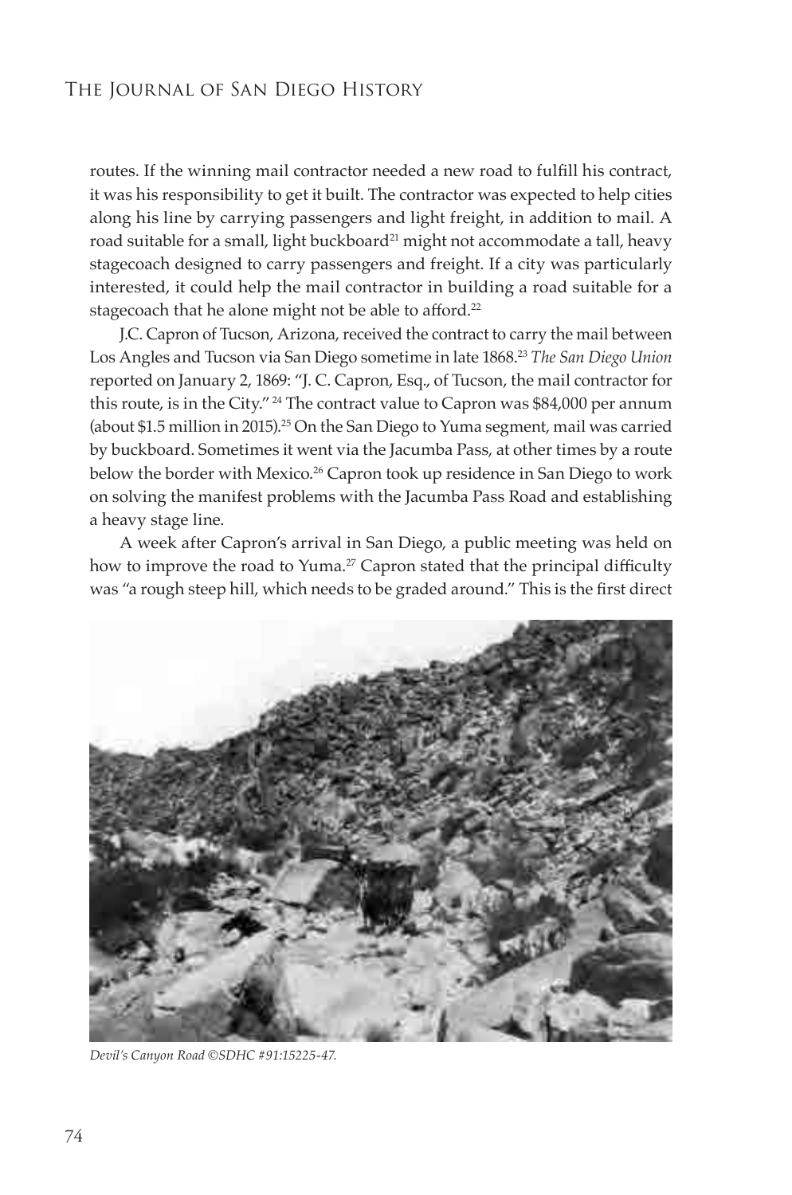routes. If the winning mail contractor needed a new road to fulfill his contract, it was his responsibility to get it built. The contractor was expected to help cities along his line by carrying passengers and light freight, in addition to mail. A road suitable for a small, light buckboard[21] might not accommodate a tall, heavy stagecoach designed to carry passengers and freight. If a city was particularly interested, it could help the mail contractor in building a road suitable for a stagecoach that he alone might not be able to afford.[22]

J.C. Capron of Tucson, Arizona, received the contract to carry the mail between Los Angles and Tucson via San Diego sometime in late 1868.[23] *The San Diego Union* reported on January 2, 1869: "J. C. Capron, Esq., of Tucson, the mail contractor for this route, is in the City."[24] The contract value to Capron was $84,000 per annum (about $1.5 million in 2015).[25] On the San Diego to Yuma segment, mail was carried by buckboard. Sometimes it went via the Jacumba Pass, at other times by a route below the border with Mexico.[26] Capron took up residence in San Diego to work on solving the manifest problems with the Jacumba Pass Road and establishing a heavy stage line.

A week after Capron's arrival in San Diego, a public meeting was held on how to improve the road to Yuma.[27] Capron stated that the principal difficulty was "a rough steep hill, which needs to be graded around." This is the first direct

*Devil's Canyon Road ©SDHC #91:15225-47.*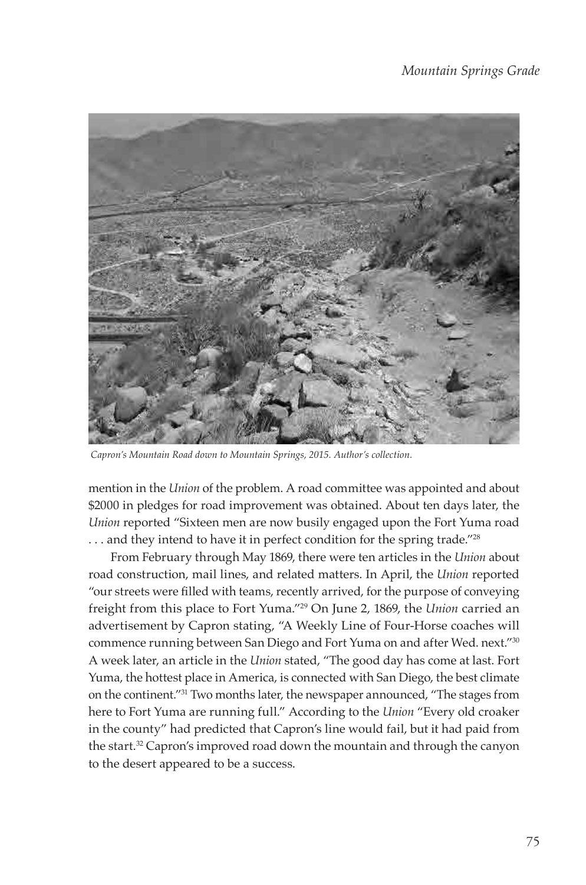*Capron's Mountain Road down to Mountain Springs, 2015. Author's collection.*

mention in the *Union* of the problem. A road committee was appointed and about $2000 in pledges for road improvement was obtained. About ten days later, the *Union* reported "Sixteen men are now busily engaged upon the Fort Yuma road . . . and they intend to have it in perfect condition for the spring trade."[28]

From February through May 1869, there were ten articles in the *Union* about road construction, mail lines, and related matters. In April, the *Union* reported "our streets were filled with teams, recently arrived, for the purpose of conveying freight from this place to Fort Yuma."[29] On June 2, 1869, the *Union* carried an advertisement by Capron stating, "A Weekly Line of Four-Horse coaches will commence running between San Diego and Fort Yuma on and after Wed. next."[30] A week later, an article in the *Union* stated, "The good day has come at last. Fort Yuma, the hottest place in America, is connected with San Diego, the best climate on the continent."[31] Two months later, the newspaper announced, "The stages from here to Fort Yuma are running full." According to the *Union* "Every old croaker in the county" had predicted that Capron's line would fail, but it had paid from the start.[32] Capron's improved road down the mountain and through the canyon to the desert appeared to be a success.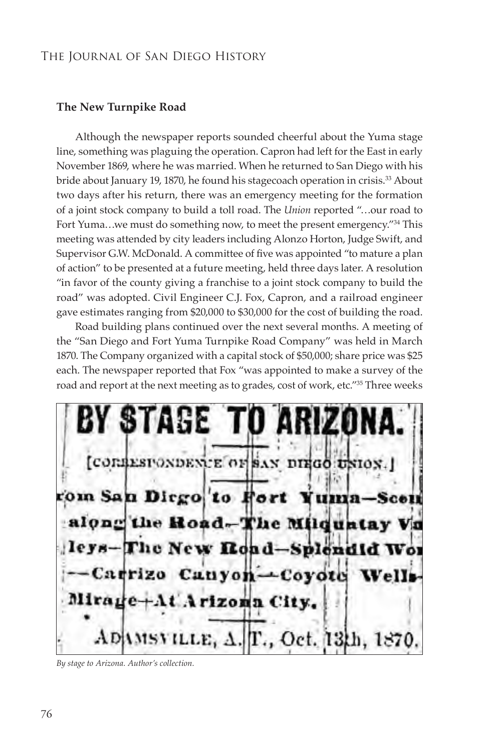### The New Turnpike Road

Although the newspaper reports sounded cheerful about the Yuma stage line, something was plaguing the operation. Capron had left for the East in early November 1869, where he was married. When he returned to San Diego with his bride about January 19, 1870, he found his stagecoach operation in crisis.[33] About two days after his return, there was an emergency meeting for the formation of a joint stock company to build a toll road. The *Union* reported "…our road to Fort Yuma…we must do something now, to meet the present emergency."[34] This meeting was attended by city leaders including Alonzo Horton, Judge Swift, and Supervisor G.W. McDonald. A committee of five was appointed "to mature a plan of action" to be presented at a future meeting, held three days later. A resolution "in favor of the county giving a franchise to a joint stock company to build the road" was adopted. Civil Engineer C.J. Fox, Capron, and a railroad engineer gave estimates ranging from $20,000 to $30,000 for the cost of building the road.

Road building plans continued over the next several months. A meeting of the "San Diego and Fort Yuma Turnpike Road Company" was held in March 1870. The Company organized with a capital stock of $50,000; share price was $25 each. The newspaper reported that Fox "was appointed to make a survey of the road and report at the next meeting as to grades, cost of work, etc."[35] Three weeks

BY STAGE TO ARIZONA.

[CORRESPONDENCE OF SAN DIEGO UNION.]

rom San Diego to Fort Yuma—Scen along the Road—The Milquatay Va leys—The New Road—Splendid Wor —Carrizo Canyon—Coyote Wells— Mirage—At Arizona City.

ADAMSVILLE, A. T., Oct. 13th, 1870.

*By stage to Arizona. Author's collection.*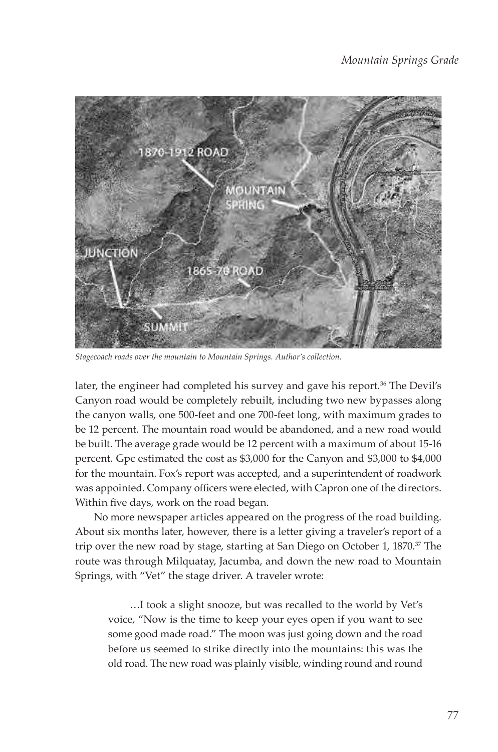*Stagecoach roads over the mountain to Mountain Springs. Author's collection.*

later, the engineer had completed his survey and gave his report.[36] The Devil's Canyon road would be completely rebuilt, including two new bypasses along the canyon walls, one 500-feet and one 700-feet long, with maximum grades to be 12 percent. The mountain road would be abandoned, and a new road would be built. The average grade would be 12 percent with a maximum of about 15-16 percent. Gpc estimated the cost as $3,000 for the Canyon and $3,000 to $4,000 for the mountain. Fox's report was accepted, and a superintendent of roadwork was appointed. Company officers were elected, with Capron one of the directors. Within five days, work on the road began.

No more newspaper articles appeared on the progress of the road building. About six months later, however, there is a letter giving a traveler's report of a trip over the new road by stage, starting at San Diego on October 1, 1870.[37] The route was through Milquatay, Jacumba, and down the new road to Mountain Springs, with "Vet" the stage driver. A traveler wrote:

> …I took a slight snooze, but was recalled to the world by Vet's voice, "Now is the time to keep your eyes open if you want to see some good made road." The moon was just going down and the road before us seemed to strike directly into the mountains: this was the old road. The new road was plainly visible, winding round and round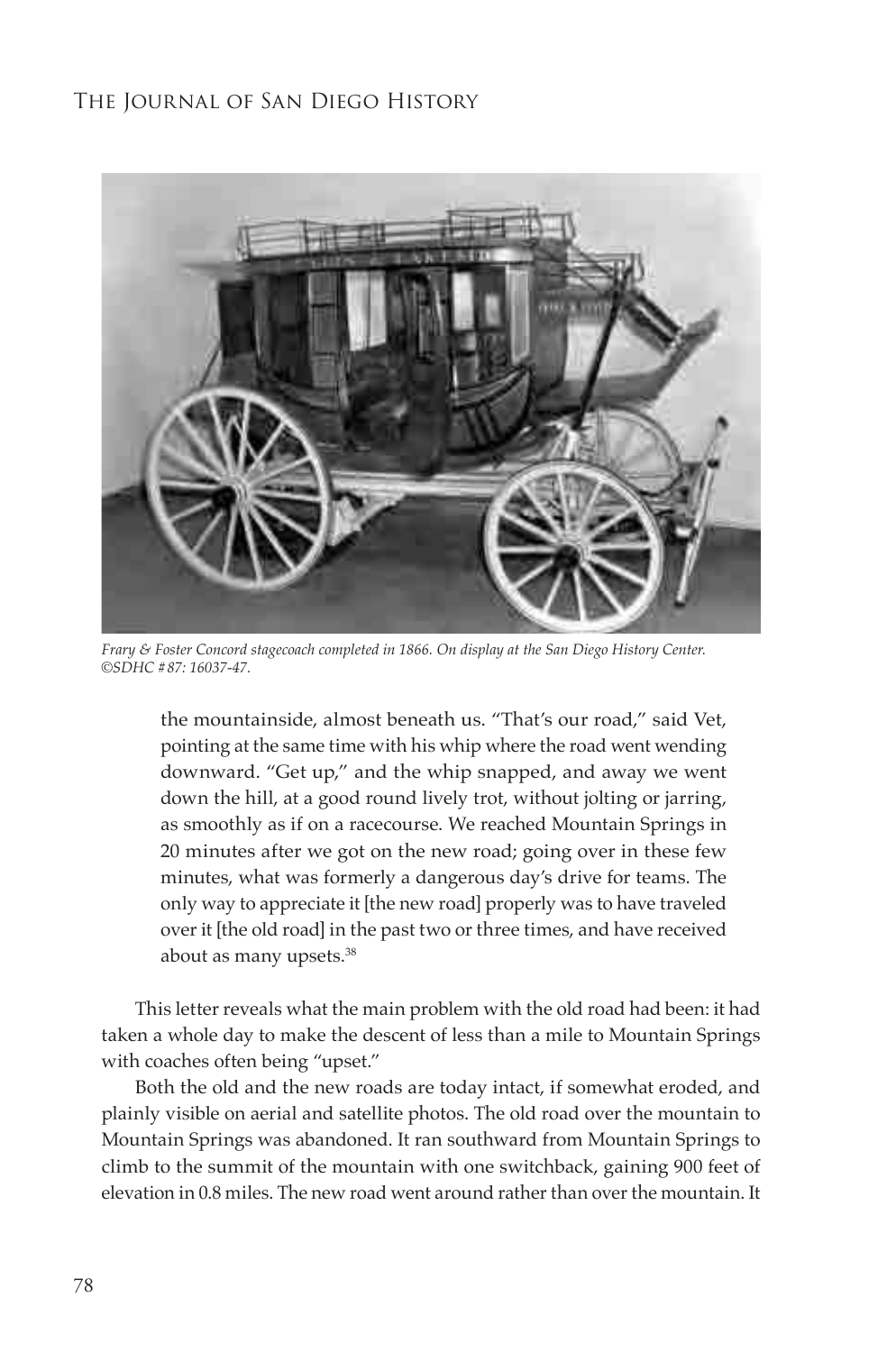*Frary & Foster Concord stagecoach completed in 1866. On display at the San Diego History Center. ©SDHC #87: 16037-47.*

> the mountainside, almost beneath us. "That's our road," said Vet, pointing at the same time with his whip where the road went wending downward. "Get up," and the whip snapped, and away we went down the hill, at a good round lively trot, without jolting or jarring, as smoothly as if on a racecourse. We reached Mountain Springs in 20 minutes after we got on the new road; going over in these few minutes, what was formerly a dangerous day's drive for teams. The only way to appreciate it [the new road] properly was to have traveled over it [the old road] in the past two or three times, and have received about as many upsets.[38]

This letter reveals what the main problem with the old road had been: it had taken a whole day to make the descent of less than a mile to Mountain Springs with coaches often being "upset."

Both the old and the new roads are today intact, if somewhat eroded, and plainly visible on aerial and satellite photos. The old road over the mountain to Mountain Springs was abandoned. It ran southward from Mountain Springs to climb to the summit of the mountain with one switchback, gaining 900 feet of elevation in 0.8 miles. The new road went around rather than over the mountain. It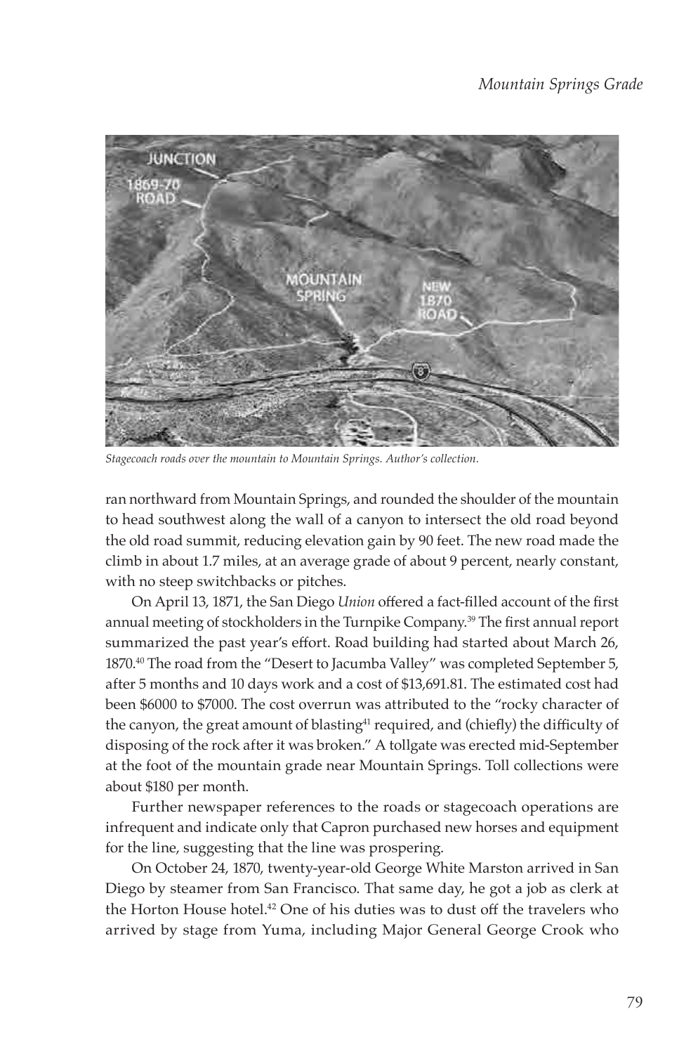*Stagecoach roads over the mountain to Mountain Springs. Author's collection.*

ran northward from Mountain Springs, and rounded the shoulder of the mountain to head southwest along the wall of a canyon to intersect the old road beyond the old road summit, reducing elevation gain by 90 feet. The new road made the climb in about 1.7 miles, at an average grade of about 9 percent, nearly constant, with no steep switchbacks or pitches.

On April 13, 1871, the San Diego *Union* offered a fact-filled account of the first annual meeting of stockholders in the Turnpike Company.[39] The first annual report summarized the past year's effort. Road building had started about March 26, 1870.[40] The road from the "Desert to Jacumba Valley" was completed September 5, after 5 months and 10 days work and a cost of $13,691.81. The estimated cost had been $6000 to $7000. The cost overrun was attributed to the "rocky character of the canyon, the great amount of blasting[41] required, and (chiefly) the difficulty of disposing of the rock after it was broken." A tollgate was erected mid-September at the foot of the mountain grade near Mountain Springs. Toll collections were about $180 per month.

Further newspaper references to the roads or stagecoach operations are infrequent and indicate only that Capron purchased new horses and equipment for the line, suggesting that the line was prospering.

On October 24, 1870, twenty-year-old George White Marston arrived in San Diego by steamer from San Francisco. That same day, he got a job as clerk at the Horton House hotel.[42] One of his duties was to dust off the travelers who arrived by stage from Yuma, including Major General George Crook who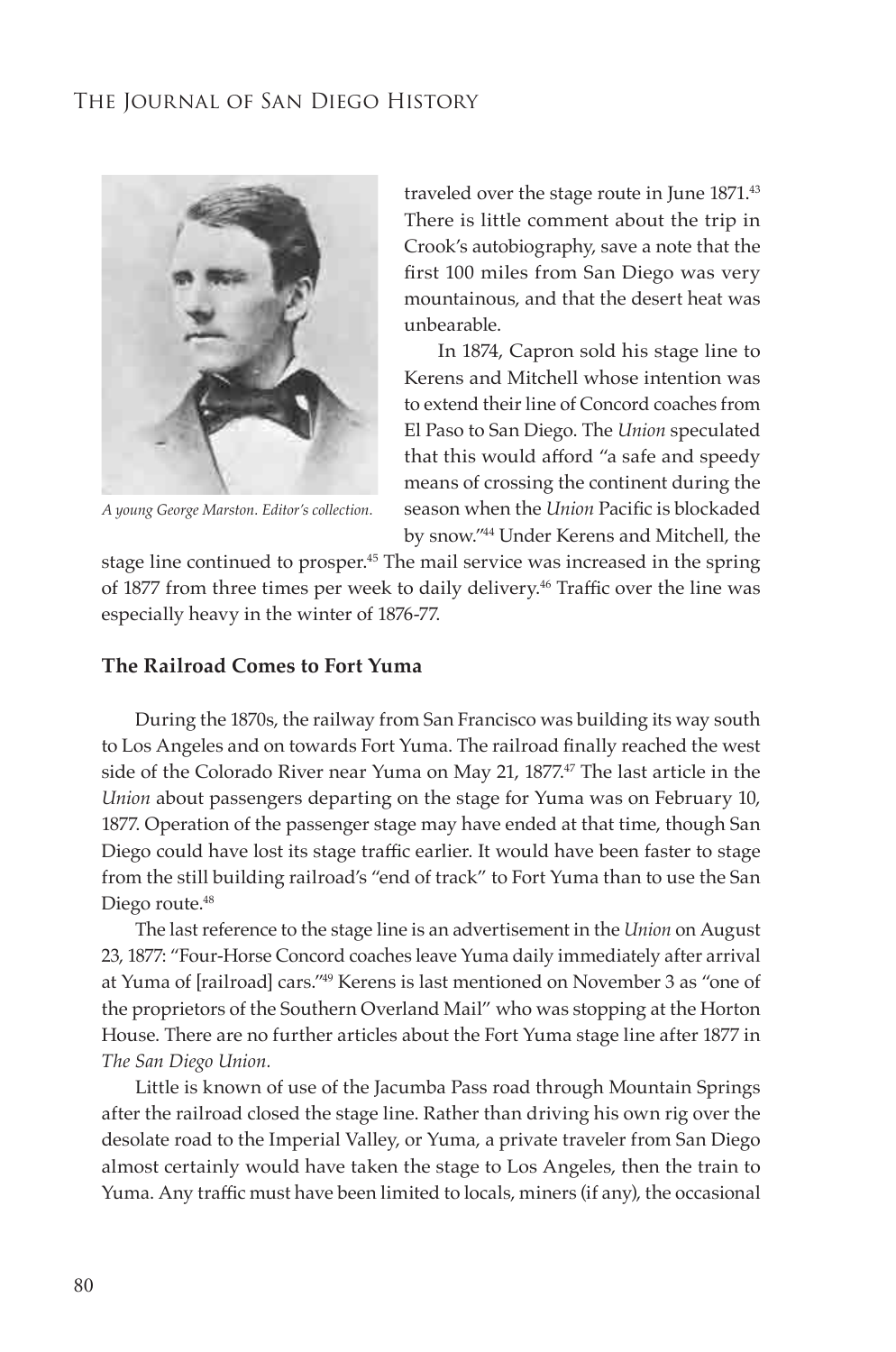A young George Marston. Editor's collection.

traveled over the stage route in June 1871.[43] There is little comment about the trip in Crook's autobiography, save a note that the first 100 miles from San Diego was very mountainous, and that the desert heat was unbearable.

In 1874, Capron sold his stage line to Kerens and Mitchell whose intention was to extend their line of Concord coaches from El Paso to San Diego. The *Union* speculated that this would afford "a safe and speedy means of crossing the continent during the season when the *Union* Pacific is blockaded by snow."[44] Under Kerens and Mitchell, the stage line continued to prosper.[45] The mail service was increased in the spring of 1877 from three times per week to daily delivery.[46] Traffic over the line was especially heavy in the winter of 1876-77.

### The Railroad Comes to Fort Yuma

During the 1870s, the railway from San Francisco was building its way south to Los Angeles and on towards Fort Yuma. The railroad finally reached the west side of the Colorado River near Yuma on May 21, 1877.[47] The last article in the *Union* about passengers departing on the stage for Yuma was on February 10, 1877. Operation of the passenger stage may have ended at that time, though San Diego could have lost its stage traffic earlier. It would have been faster to stage from the still building railroad's "end of track" to Fort Yuma than to use the San Diego route.[48]

The last reference to the stage line is an advertisement in the *Union* on August 23, 1877: "Four-Horse Concord coaches leave Yuma daily immediately after arrival at Yuma of [railroad] cars."[49] Kerens is last mentioned on November 3 as "one of the proprietors of the Southern Overland Mail" who was stopping at the Horton House. There are no further articles about the Fort Yuma stage line after 1877 in *The San Diego Union*.

Little is known of use of the Jacumba Pass road through Mountain Springs after the railroad closed the stage line. Rather than driving his own rig over the desolate road to the Imperial Valley, or Yuma, a private traveler from San Diego almost certainly would have taken the stage to Los Angeles, then the train to Yuma. Any traffic must have been limited to locals, miners (if any), the occasional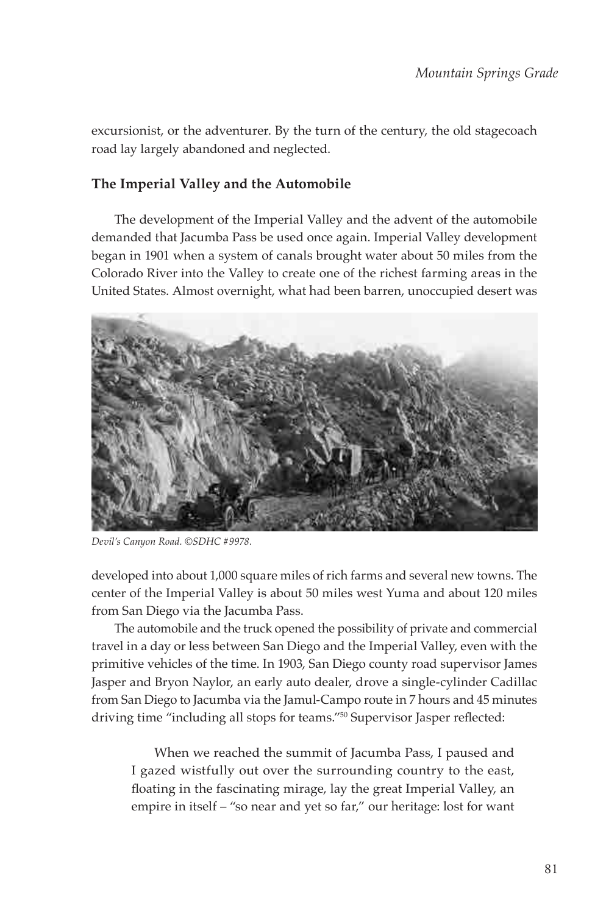excursionist, or the adventurer. By the turn of the century, the old stagecoach road lay largely abandoned and neglected.

### The Imperial Valley and the Automobile

The development of the Imperial Valley and the advent of the automobile demanded that Jacumba Pass be used once again. Imperial Valley development began in 1901 when a system of canals brought water about 50 miles from the Colorado River into the Valley to create one of the richest farming areas in the United States. Almost overnight, what had been barren, unoccupied desert was

*Devil's Canyon Road. ©SDHC #9978.*

developed into about 1,000 square miles of rich farms and several new towns. The center of the Imperial Valley is about 50 miles west Yuma and about 120 miles from San Diego via the Jacumba Pass.

The automobile and the truck opened the possibility of private and commercial travel in a day or less between San Diego and the Imperial Valley, even with the primitive vehicles of the time. In 1903, San Diego county road supervisor James Jasper and Bryon Naylor, an early auto dealer, drove a single-cylinder Cadillac from San Diego to Jacumba via the Jamul-Campo route in 7 hours and 45 minutes driving time "including all stops for teams."[50] Supervisor Jasper reflected:

> When we reached the summit of Jacumba Pass, I paused and I gazed wistfully out over the surrounding country to the east, floating in the fascinating mirage, lay the great Imperial Valley, an empire in itself – "so near and yet so far," our heritage: lost for want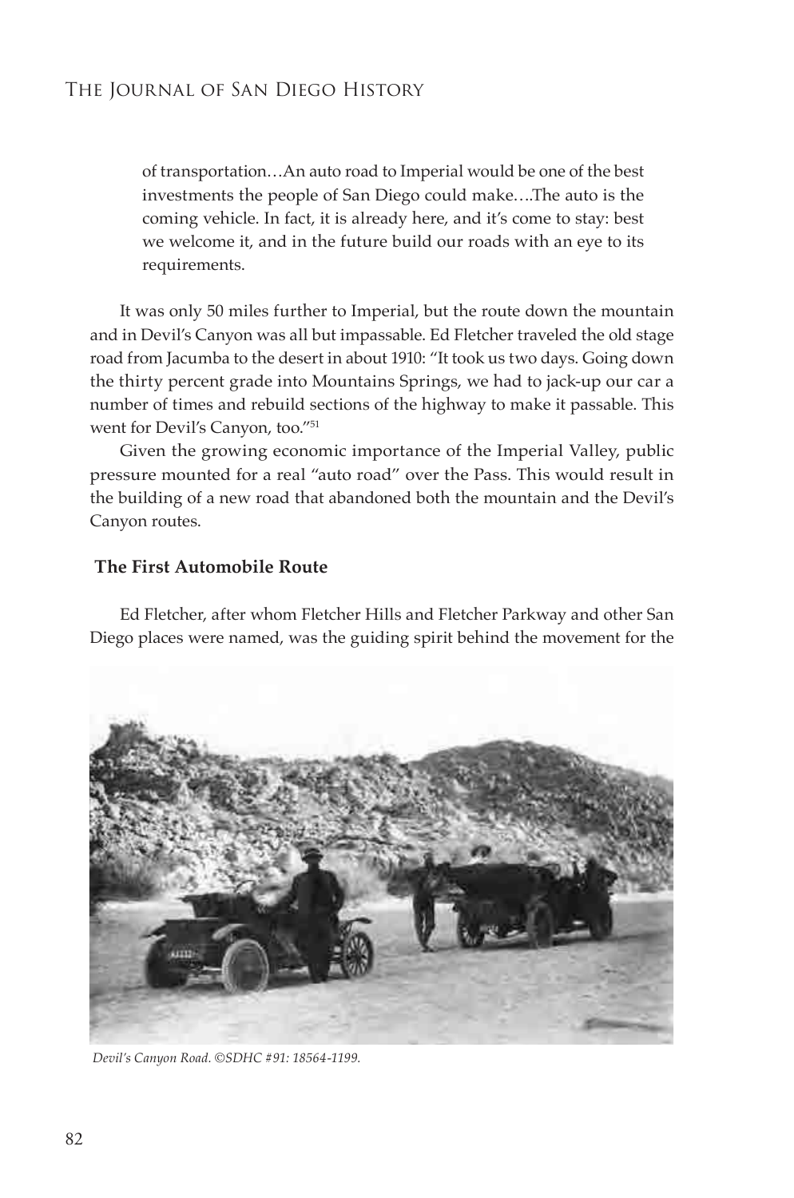> of transportation…An auto road to Imperial would be one of the best investments the people of San Diego could make….The auto is the coming vehicle. In fact, it is already here, and it's come to stay: best we welcome it, and in the future build our roads with an eye to its requirements.

It was only 50 miles further to Imperial, but the route down the mountain and in Devil's Canyon was all but impassable. Ed Fletcher traveled the old stage road from Jacumba to the desert in about 1910: "It took us two days. Going down the thirty percent grade into Mountains Springs, we had to jack-up our car a number of times and rebuild sections of the highway to make it passable. This went for Devil's Canyon, too."[51]

Given the growing economic importance of the Imperial Valley, public pressure mounted for a real "auto road" over the Pass. This would result in the building of a new road that abandoned both the mountain and the Devil's Canyon routes.

### The First Automobile Route

Ed Fletcher, after whom Fletcher Hills and Fletcher Parkway and other San Diego places were named, was the guiding spirit behind the movement for the

*Devil's Canyon Road. ©SDHC #91: 18564-1199.*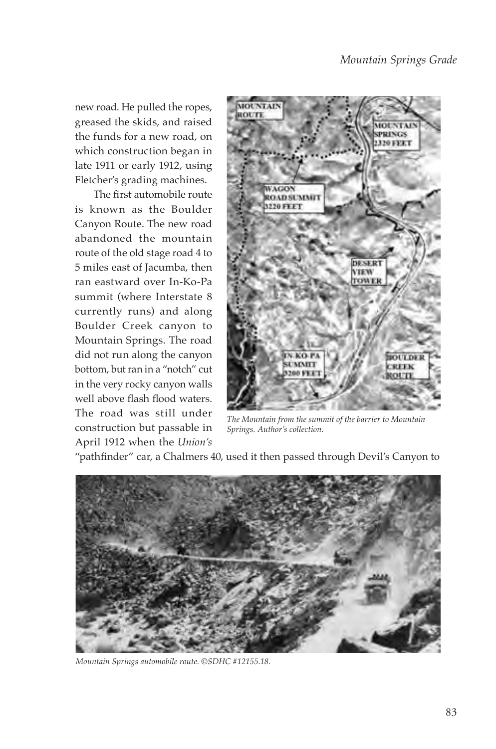new road. He pulled the ropes, greased the skids, and raised the funds for a new road, on which construction began in late 1911 or early 1912, using Fletcher's grading machines.

The first automobile route is known as the Boulder Canyon Route. The new road abandoned the mountain route of the old stage road 4 to 5 miles east of Jacumba, then ran eastward over In-Ko-Pa summit (where Interstate 8 currently runs) and along Boulder Creek canyon to Mountain Springs. The road did not run along the canyon bottom, but ran in a "notch" cut in the very rocky canyon walls well above flash flood waters. The road was still under construction but passable in April 1912 when the *Union's* "pathfinder" car, a Chalmers 40, used it then passed through Devil's Canyon to

*The Mountain from the summit of the barrier to Mountain Springs. Author's collection.*

*Mountain Springs automobile route. ©SDHC #12155.18.*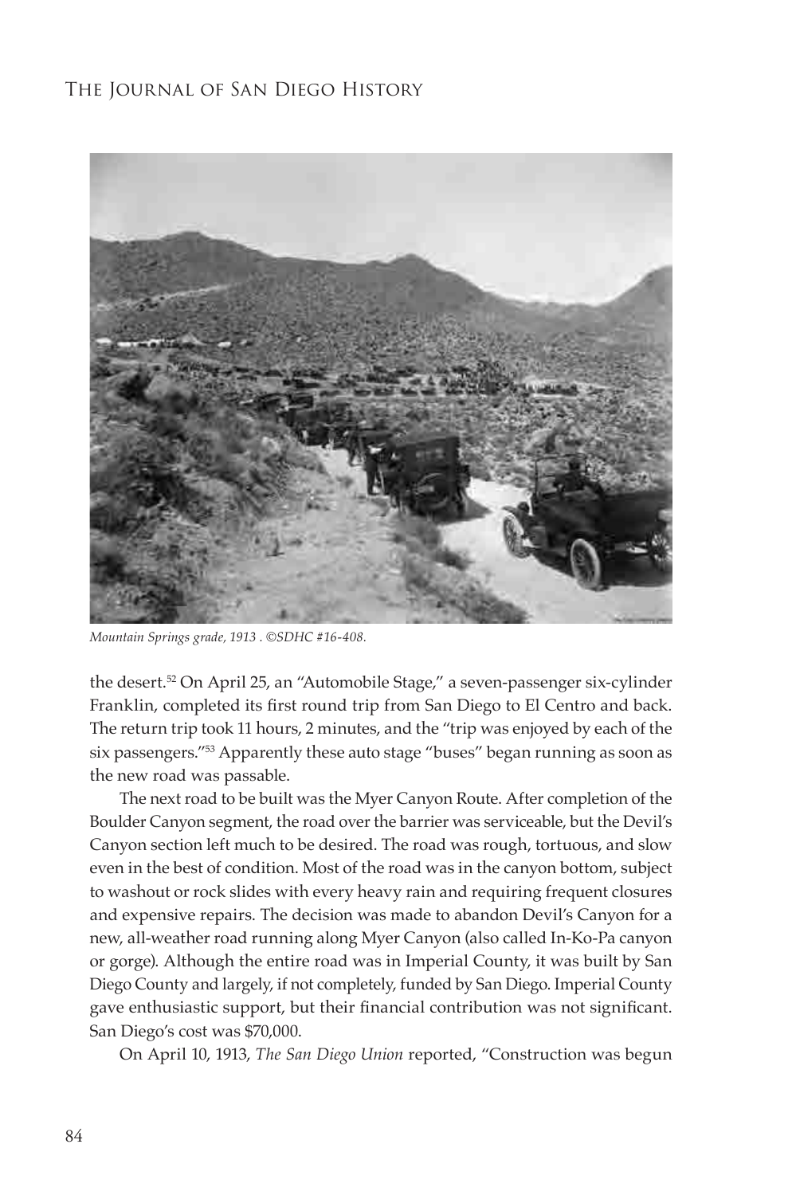*Mountain Springs grade, 1913 . ©SDHC #16-408.*

the desert.[52] On April 25, an "Automobile Stage," a seven-passenger six-cylinder Franklin, completed its first round trip from San Diego to El Centro and back. The return trip took 11 hours, 2 minutes, and the "trip was enjoyed by each of the six passengers."[53] Apparently these auto stage "buses" began running as soon as the new road was passable.

The next road to be built was the Myer Canyon Route. After completion of the Boulder Canyon segment, the road over the barrier was serviceable, but the Devil's Canyon section left much to be desired. The road was rough, tortuous, and slow even in the best of condition. Most of the road was in the canyon bottom, subject to washout or rock slides with every heavy rain and requiring frequent closures and expensive repairs. The decision was made to abandon Devil's Canyon for a new, all-weather road running along Myer Canyon (also called In-Ko-Pa canyon or gorge). Although the entire road was in Imperial County, it was built by San Diego County and largely, if not completely, funded by San Diego. Imperial County gave enthusiastic support, but their financial contribution was not significant. San Diego's cost was $70,000.

On April 10, 1913, *The San Diego Union* reported, "Construction was begun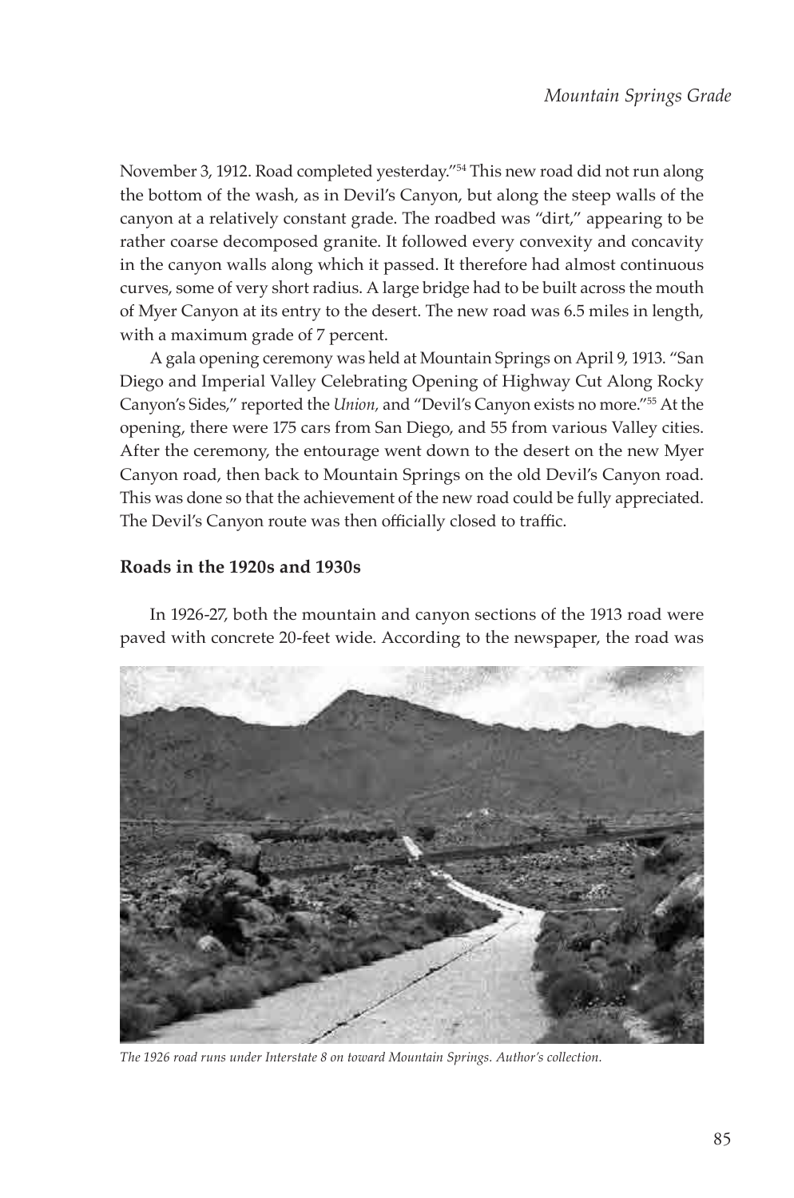November 3, 1912. Road completed yesterday."[54] This new road did not run along the bottom of the wash, as in Devil's Canyon, but along the steep walls of the canyon at a relatively constant grade. The roadbed was "dirt," appearing to be rather coarse decomposed granite. It followed every convexity and concavity in the canyon walls along which it passed. It therefore had almost continuous curves, some of very short radius. A large bridge had to be built across the mouth of Myer Canyon at its entry to the desert. The new road was 6.5 miles in length, with a maximum grade of 7 percent.

A gala opening ceremony was held at Mountain Springs on April 9, 1913. "San Diego and Imperial Valley Celebrating Opening of Highway Cut Along Rocky Canyon's Sides," reported the *Union,* and "Devil's Canyon exists no more."[55] At the opening, there were 175 cars from San Diego, and 55 from various Valley cities. After the ceremony, the entourage went down to the desert on the new Myer Canyon road, then back to Mountain Springs on the old Devil's Canyon road. This was done so that the achievement of the new road could be fully appreciated. The Devil's Canyon route was then officially closed to traffic.

### Roads in the 1920s and 1930s

In 1926-27, both the mountain and canyon sections of the 1913 road were paved with concrete 20-feet wide. According to the newspaper, the road was

*The 1926 road runs under Interstate 8 on toward Mountain Springs. Author's collection.*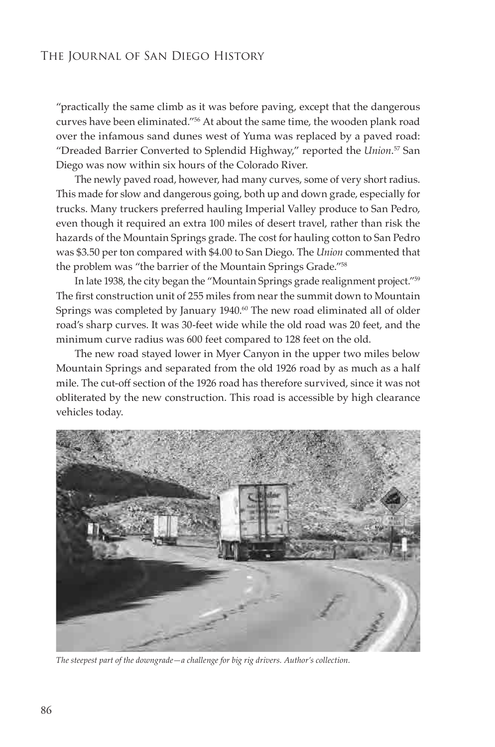"practically the same climb as it was before paving, except that the dangerous curves have been eliminated."[56] At about the same time, the wooden plank road over the infamous sand dunes west of Yuma was replaced by a paved road: "Dreaded Barrier Converted to Splendid Highway," reported the *Union*.[57] San Diego was now within six hours of the Colorado River.

The newly paved road, however, had many curves, some of very short radius. This made for slow and dangerous going, both up and down grade, especially for trucks. Many truckers preferred hauling Imperial Valley produce to San Pedro, even though it required an extra 100 miles of desert travel, rather than risk the hazards of the Mountain Springs grade. The cost for hauling cotton to San Pedro was $3.50 per ton compared with $4.00 to San Diego. The *Union* commented that the problem was "the barrier of the Mountain Springs Grade."[58]

In late 1938, the city began the "Mountain Springs grade realignment project."[59] The first construction unit of 255 miles from near the summit down to Mountain Springs was completed by January 1940.[60] The new road eliminated all of older road's sharp curves. It was 30-feet wide while the old road was 20 feet, and the minimum curve radius was 600 feet compared to 128 feet on the old.

The new road stayed lower in Myer Canyon in the upper two miles below Mountain Springs and separated from the old 1926 road by as much as a half mile. The cut-off section of the 1926 road has therefore survived, since it was not obliterated by the new construction. This road is accessible by high clearance vehicles today.

*The steepest part of the downgrade—a challenge for big rig drivers. Author's collection.*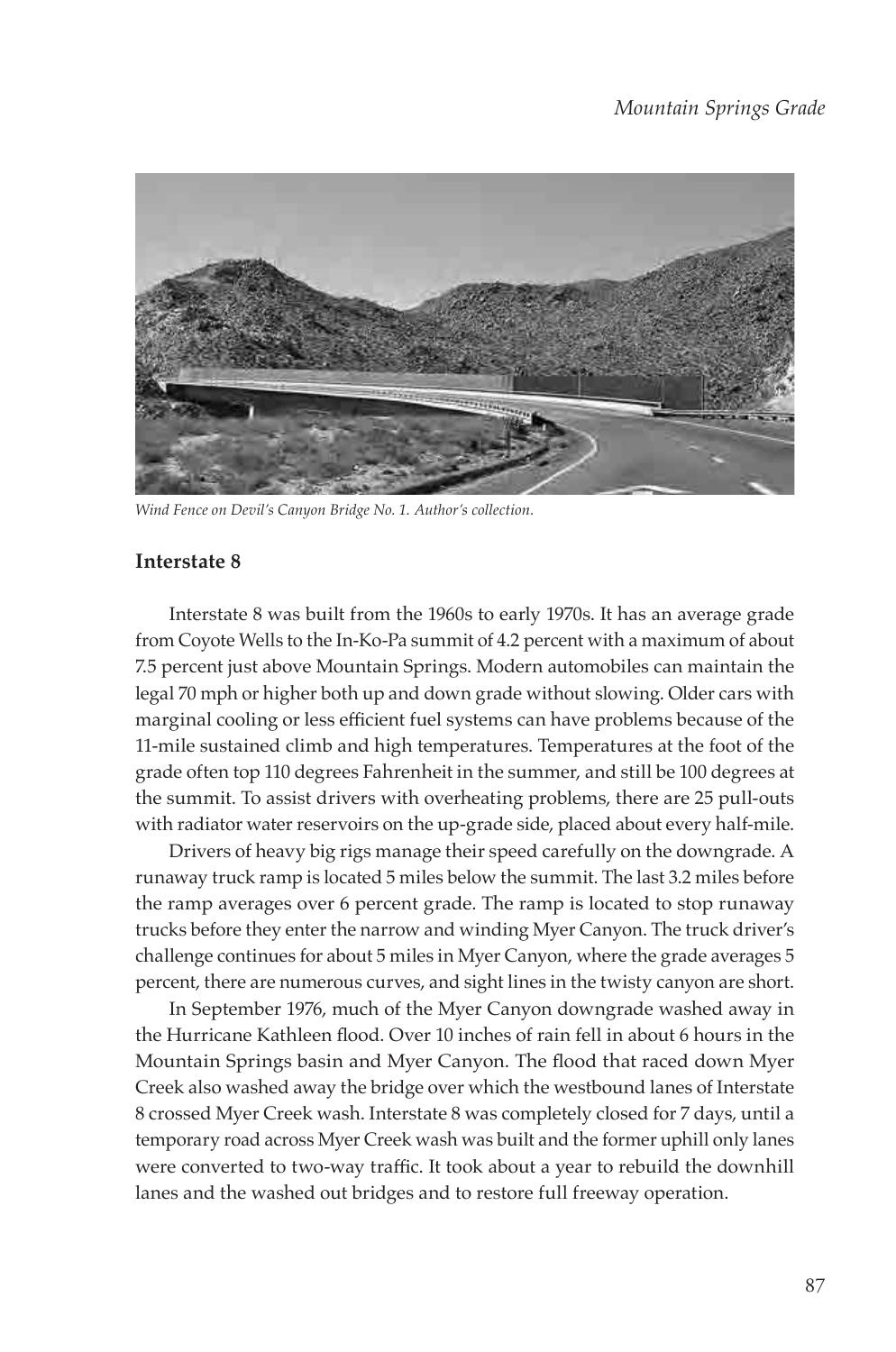*Wind Fence on Devil's Canyon Bridge No. 1. Author's collection.*

### Interstate 8

Interstate 8 was built from the 1960s to early 1970s. It has an average grade from Coyote Wells to the In-Ko-Pa summit of 4.2 percent with a maximum of about 7.5 percent just above Mountain Springs. Modern automobiles can maintain the legal 70 mph or higher both up and down grade without slowing. Older cars with marginal cooling or less efficient fuel systems can have problems because of the 11-mile sustained climb and high temperatures. Temperatures at the foot of the grade often top 110 degrees Fahrenheit in the summer, and still be 100 degrees at the summit. To assist drivers with overheating problems, there are 25 pull-outs with radiator water reservoirs on the up-grade side, placed about every half-mile.

Drivers of heavy big rigs manage their speed carefully on the downgrade. A runaway truck ramp is located 5 miles below the summit. The last 3.2 miles before the ramp averages over 6 percent grade. The ramp is located to stop runaway trucks before they enter the narrow and winding Myer Canyon. The truck driver's challenge continues for about 5 miles in Myer Canyon, where the grade averages 5 percent, there are numerous curves, and sight lines in the twisty canyon are short.

In September 1976, much of the Myer Canyon downgrade washed away in the Hurricane Kathleen flood. Over 10 inches of rain fell in about 6 hours in the Mountain Springs basin and Myer Canyon. The flood that raced down Myer Creek also washed away the bridge over which the westbound lanes of Interstate 8 crossed Myer Creek wash. Interstate 8 was completely closed for 7 days, until a temporary road across Myer Creek wash was built and the former uphill only lanes were converted to two-way traffic. It took about a year to rebuild the downhill lanes and the washed out bridges and to restore full freeway operation.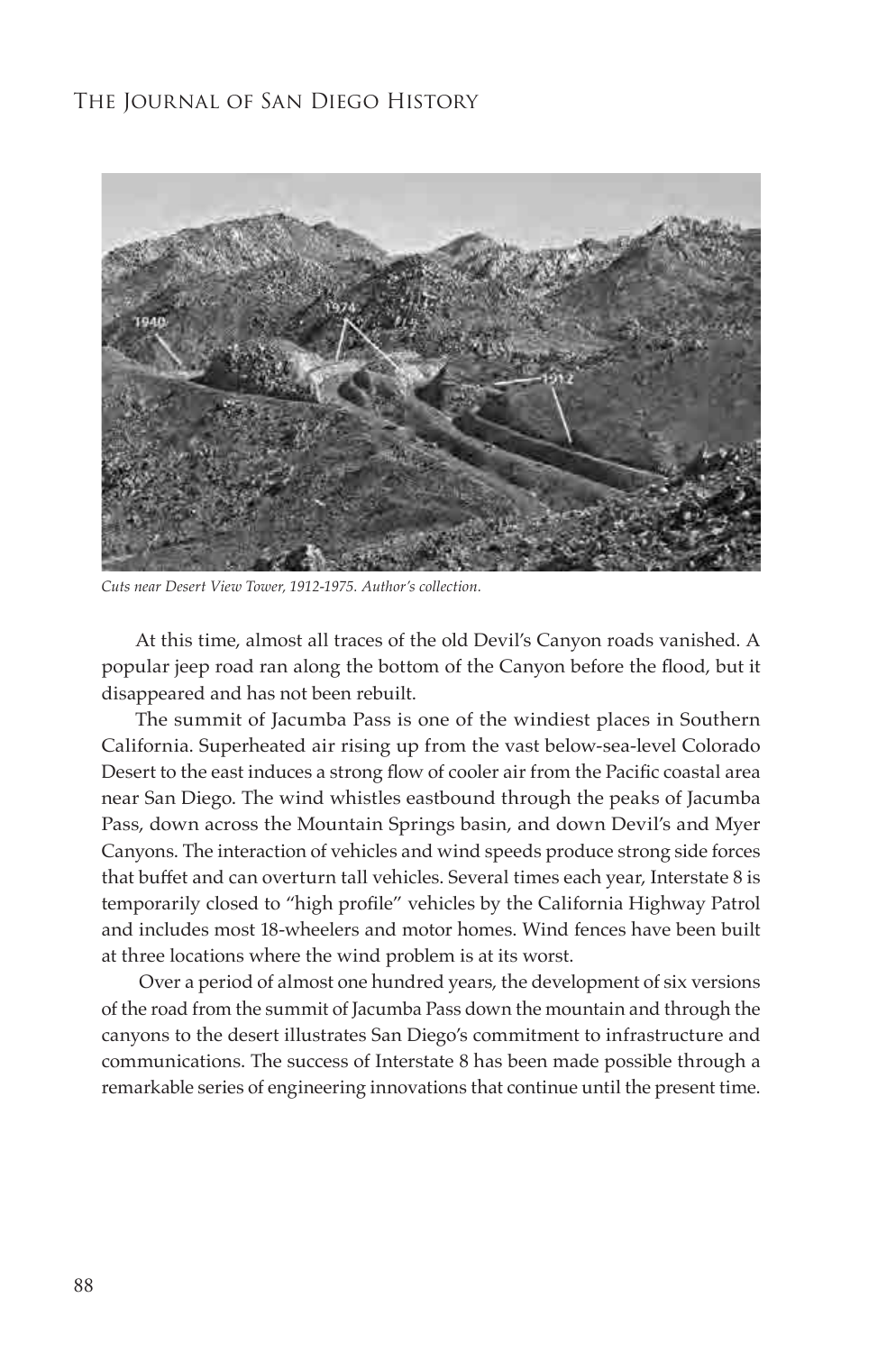*Cuts near Desert View Tower, 1912-1975. Author's collection.*

At this time, almost all traces of the old Devil's Canyon roads vanished. A popular jeep road ran along the bottom of the Canyon before the flood, but it disappeared and has not been rebuilt.

The summit of Jacumba Pass is one of the windiest places in Southern California. Superheated air rising up from the vast below-sea-level Colorado Desert to the east induces a strong flow of cooler air from the Pacific coastal area near San Diego. The wind whistles eastbound through the peaks of Jacumba Pass, down across the Mountain Springs basin, and down Devil's and Myer Canyons. The interaction of vehicles and wind speeds produce strong side forces that buffet and can overturn tall vehicles. Several times each year, Interstate 8 is temporarily closed to "high profile" vehicles by the California Highway Patrol and includes most 18-wheelers and motor homes. Wind fences have been built at three locations where the wind problem is at its worst.

Over a period of almost one hundred years, the development of six versions of the road from the summit of Jacumba Pass down the mountain and through the canyons to the desert illustrates San Diego's commitment to infrastructure and communications. The success of Interstate 8 has been made possible through a remarkable series of engineering innovations that continue until the present time.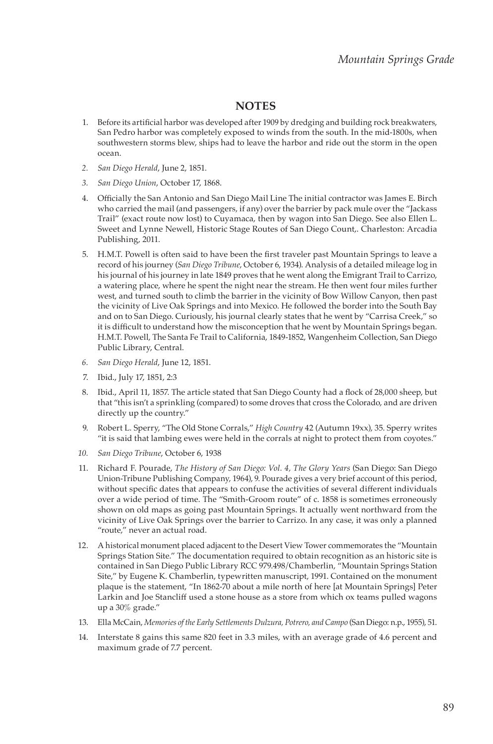## NOTES

1. Before its artificial harbor was developed after 1909 by dredging and building rock breakwaters, San Pedro harbor was completely exposed to winds from the south. In the mid-1800s, when southwestern storms blew, ships had to leave the harbor and ride out the storm in the open ocean.
2. *San Diego Herald*, June 2, 1851.
3. *San Diego Union*, October 17, 1868.
4. Officially the San Antonio and San Diego Mail Line The initial contractor was James E. Birch who carried the mail (and passengers, if any) over the barrier by pack mule over the "Jackass Trail" (exact route now lost) to Cuyamaca, then by wagon into San Diego. See also Ellen L. Sweet and Lynne Newell, Historic Stage Routes of San Diego Count,. Charleston: Arcadia Publishing, 2011.
5. H.M.T. Powell is often said to have been the first traveler past Mountain Springs to leave a record of his journey (*San Diego Tribune*, October 6, 1934). Analysis of a detailed mileage log in his journal of his journey in late 1849 proves that he went along the Emigrant Trail to Carrizo, a watering place, where he spent the night near the stream. He then went four miles further west, and turned south to climb the barrier in the vicinity of Bow Willow Canyon, then past the vicinity of Live Oak Springs and into Mexico. He followed the border into the South Bay and on to San Diego. Curiously, his journal clearly states that he went by "Carrisa Creek," so it is difficult to understand how the misconception that he went by Mountain Springs began. H.M.T. Powell, The Santa Fe Trail to California, 1849-1852, Wangenheim Collection, San Diego Public Library, Central.
6. *San Diego Herald*, June 12, 1851.
7. Ibid., July 17, 1851, 2:3
8. Ibid., April 11, 1857. The article stated that San Diego County had a flock of 28,000 sheep, but that "this isn't a sprinkling (compared) to some droves that cross the Colorado, and are driven directly up the country."
9. Robert L. Sperry, "The Old Stone Corrals," *High Country* 42 (Autumn 19xx), 35. Sperry writes "it is said that lambing ewes were held in the corrals at night to protect them from coyotes."
10. *San Diego Tribune*, October 6, 1938
11. Richard F. Pourade, *The History of San Diego: Vol. 4, The Glory Years* (San Diego: San Diego Union-Tribune Publishing Company, 1964), 9. Pourade gives a very brief account of this period, without specific dates that appears to confuse the activities of several different individuals over a wide period of time. The "Smith-Groom route" of c. 1858 is sometimes erroneously shown on old maps as going past Mountain Springs. It actually went northward from the vicinity of Live Oak Springs over the barrier to Carrizo. In any case, it was only a planned "route," never an actual road.
12. A historical monument placed adjacent to the Desert View Tower commemorates the "Mountain Springs Station Site." The documentation required to obtain recognition as an historic site is contained in San Diego Public Library RCC 979.498/Chamberlin, "Mountain Springs Station Site," by Eugene K. Chamberlin, typewritten manuscript, 1991. Contained on the monument plaque is the statement, "In 1862-70 about a mile north of here [at Mountain Springs] Peter Larkin and Joe Stancliff used a stone house as a store from which ox teams pulled wagons up a 30% grade."
13. Ella McCain, *Memories of the Early Settlements Dulzura, Potrero, and Campo* (San Diego: n.p., 1955), 51.
14. Interstate 8 gains this same 820 feet in 3.3 miles, with an average grade of 4.6 percent and maximum grade of 7.7 percent.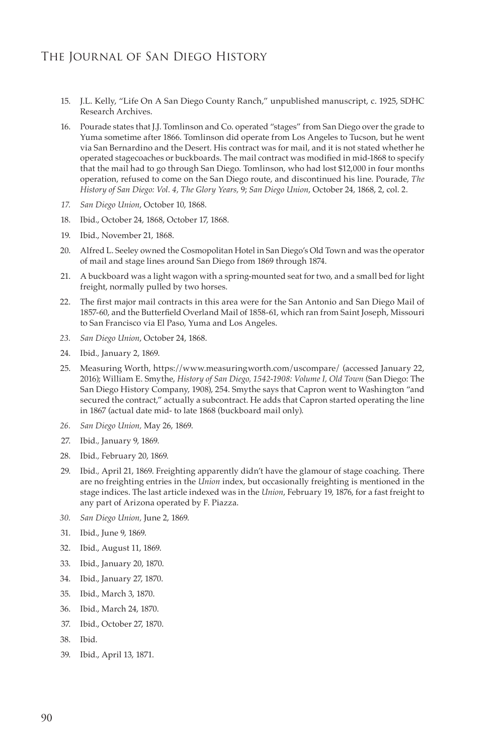15. J.L. Kelly, "Life On A San Diego County Ranch," unpublished manuscript, c. 1925, SDHC Research Archives.
16. Pourade states that J.J. Tomlinson and Co. operated "stages" from San Diego over the grade to Yuma sometime after 1866. Tomlinson did operate from Los Angeles to Tucson, but he went via San Bernardino and the Desert. His contract was for mail, and it is not stated whether he operated stagecoaches or buckboards. The mail contract was modified in mid-1868 to specify that the mail had to go through San Diego. Tomlinson, who had lost $12,000 in four months operation, refused to come on the San Diego route, and discontinued his line. Pourade, *The History of San Diego: Vol. 4, The Glory Years,* 9; *San Diego Union*, October 24, 1868, 2, col. 2.
17. *San Diego Union*, October 10, 1868.
18. Ibid., October 24, 1868, October 17, 1868.
19. Ibid., November 21, 1868.
20. Alfred L. Seeley owned the Cosmopolitan Hotel in San Diego's Old Town and was the operator of mail and stage lines around San Diego from 1869 through 1874.
21. A buckboard was a light wagon with a spring-mounted seat for two, and a small bed for light freight, normally pulled by two horses.
22. The first major mail contracts in this area were for the San Antonio and San Diego Mail of 1857-60, and the Butterfield Overland Mail of 1858-61, which ran from Saint Joseph, Missouri to San Francisco via El Paso, Yuma and Los Angeles.
23. *San Diego Union*, October 24, 1868.
24. Ibid., January 2, 1869.
25. Measuring Worth, https://www.measuringworth.com/uscompare/ (accessed January 22, 2016); William E. Smythe, *History of San Diego, 1542-1908: Volume I, Old Town* (San Diego: The San Diego History Company, 1908), 254. Smythe says that Capron went to Washington "and secured the contract," actually a subcontract. He adds that Capron started operating the line in 1867 (actual date mid- to late 1868 (buckboard mail only).
26. *San Diego Union,* May 26, 1869.
27. Ibid., January 9, 1869.
28. Ibid., February 20, 1869.
29. Ibid., April 21, 1869. Freighting apparently didn't have the glamour of stage coaching. There are no freighting entries in the *Union* index, but occasionally freighting is mentioned in the stage indices. The last article indexed was in the *Union*, February 19, 1876, for a fast freight to any part of Arizona operated by F. Piazza.
30. *San Diego Union,* June 2, 1869.
31. Ibid., June 9, 1869.
32. Ibid., August 11, 1869.
33. Ibid., January 20, 1870.
34. Ibid., January 27, 1870.
35. Ibid., March 3, 1870.
36. Ibid., March 24, 1870.
37. Ibid., October 27, 1870.
38. Ibid.
39. Ibid., April 13, 1871.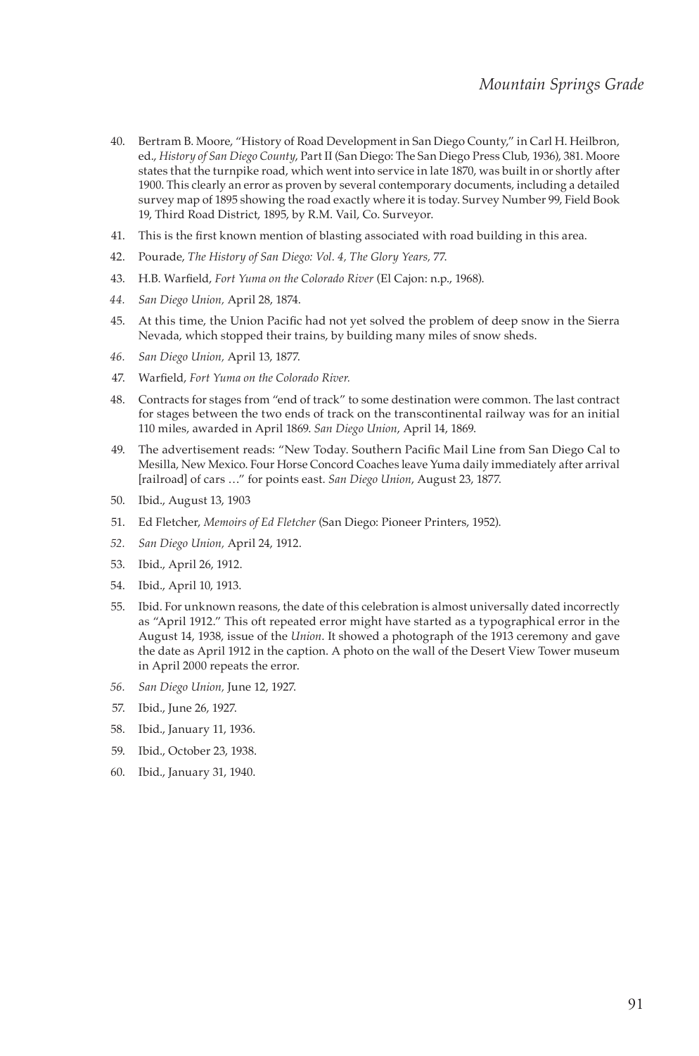40. Bertram B. Moore, "History of Road Development in San Diego County," in Carl H. Heilbron, ed., *History of San Diego County*, Part II (San Diego: The San Diego Press Club, 1936), 381. Moore states that the turnpike road, which went into service in late 1870, was built in or shortly after 1900. This clearly an error as proven by several contemporary documents, including a detailed survey map of 1895 showing the road exactly where it is today. Survey Number 99, Field Book 19, Third Road District, 1895, by R.M. Vail, Co. Surveyor.

41. This is the first known mention of blasting associated with road building in this area.

42. Pourade, *The History of San Diego: Vol. 4, The Glory Years,* 77.

43. H.B. Warfield, *Fort Yuma on the Colorado River* (El Cajon: n.p., 1968).

44. *San Diego Union,* April 28, 1874.

45. At this time, the Union Pacific had not yet solved the problem of deep snow in the Sierra Nevada, which stopped their trains, by building many miles of snow sheds.

46. *San Diego Union,* April 13, 1877.

47. Warfield, *Fort Yuma on the Colorado River.*

48. Contracts for stages from "end of track" to some destination were common. The last contract for stages between the two ends of track on the transcontinental railway was for an initial 110 miles, awarded in April 1869. *San Diego Union*, April 14, 1869.

49. The advertisement reads: "New Today. Southern Pacific Mail Line from San Diego Cal to Mesilla, New Mexico. Four Horse Concord Coaches leave Yuma daily immediately after arrival [railroad] of cars …" for points east. *San Diego Union*, August 23, 1877.

50. Ibid., August 13, 1903

51. Ed Fletcher, *Memoirs of Ed Fletcher* (San Diego: Pioneer Printers, 1952).

52. *San Diego Union,* April 24, 1912.

53. Ibid., April 26, 1912.

54. Ibid., April 10, 1913.

55. Ibid. For unknown reasons, the date of this celebration is almost universally dated incorrectly as "April 1912." This oft repeated error might have started as a typographical error in the August 14, 1938, issue of the *Union*. It showed a photograph of the 1913 ceremony and gave the date as April 1912 in the caption. A photo on the wall of the Desert View Tower museum in April 2000 repeats the error.

56. *San Diego Union,* June 12, 1927.

57. Ibid., June 26, 1927.

58. Ibid., January 11, 1936.

59. Ibid., October 23, 1938.

60. Ibid., January 31, 1940.